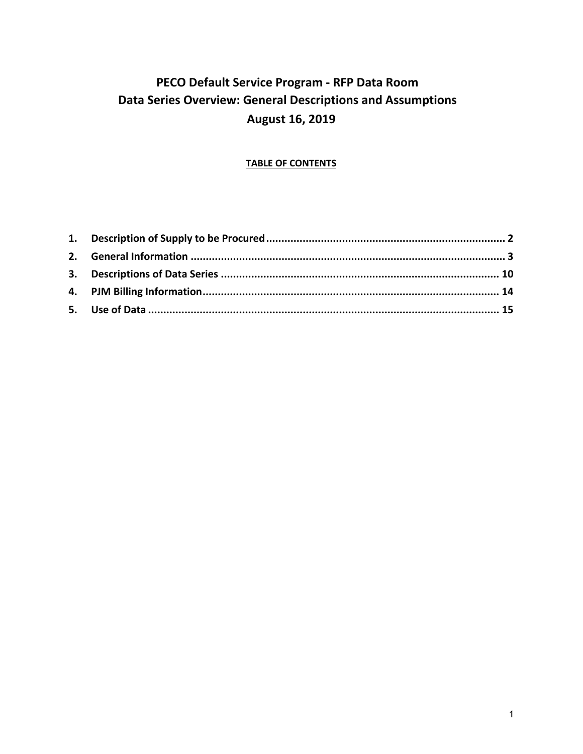# PECO Default Service Program - RFP Data Room
# Data Series Overview: General Descriptions and Assumptions
# August 16, 2019

**TABLE OF CONTENTS**

1. **Description of Supply to be Procured** .......... 2
2. **General Information** .......... 3
3. **Descriptions of Data Series** .......... 10
4. **PJM Billing Information** .......... 14
5. **Use of Data** .......... 15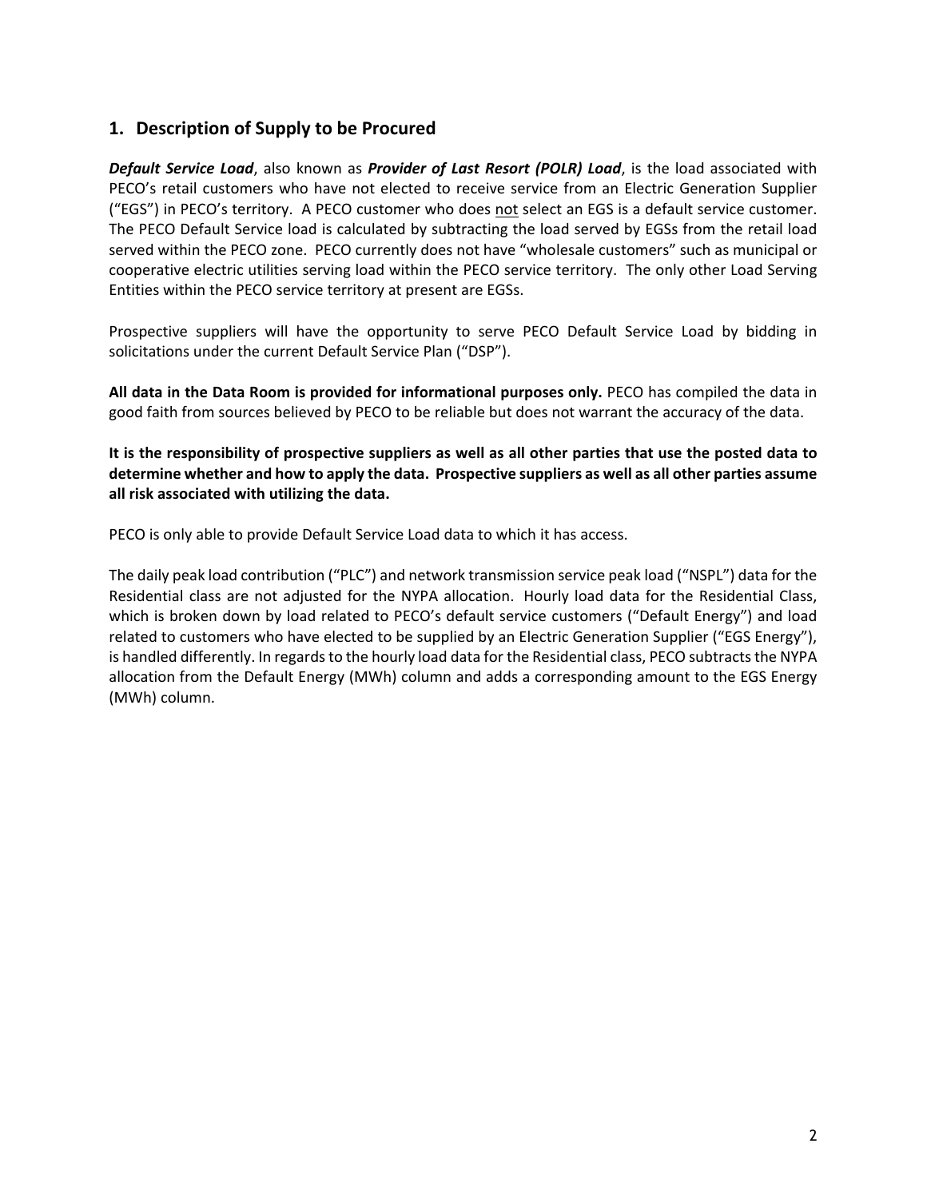## 1. Description of Supply to be Procured

***Default Service Load***, also known as ***Provider of Last Resort (POLR) Load***, is the load associated with PECO's retail customers who have not elected to receive service from an Electric Generation Supplier ("EGS") in PECO's territory. A PECO customer who does <u>not</u> select an EGS is a default service customer. The PECO Default Service load is calculated by subtracting the load served by EGSs from the retail load served within the PECO zone. PECO currently does not have "wholesale customers" such as municipal or cooperative electric utilities serving load within the PECO service territory. The only other Load Serving Entities within the PECO service territory at present are EGSs.

Prospective suppliers will have the opportunity to serve PECO Default Service Load by bidding in solicitations under the current Default Service Plan ("DSP").

**All data in the Data Room is provided for informational purposes only.** PECO has compiled the data in good faith from sources believed by PECO to be reliable but does not warrant the accuracy of the data.

**It is the responsibility of prospective suppliers as well as all other parties that use the posted data to determine whether and how to apply the data. Prospective suppliers as well as all other parties assume all risk associated with utilizing the data.**

PECO is only able to provide Default Service Load data to which it has access.

The daily peak load contribution ("PLC") and network transmission service peak load ("NSPL") data for the Residential class are not adjusted for the NYPA allocation. Hourly load data for the Residential Class, which is broken down by load related to PECO's default service customers ("Default Energy") and load related to customers who have elected to be supplied by an Electric Generation Supplier ("EGS Energy"), is handled differently. In regards to the hourly load data for the Residential class, PECO subtracts the NYPA allocation from the Default Energy (MWh) column and adds a corresponding amount to the EGS Energy (MWh) column.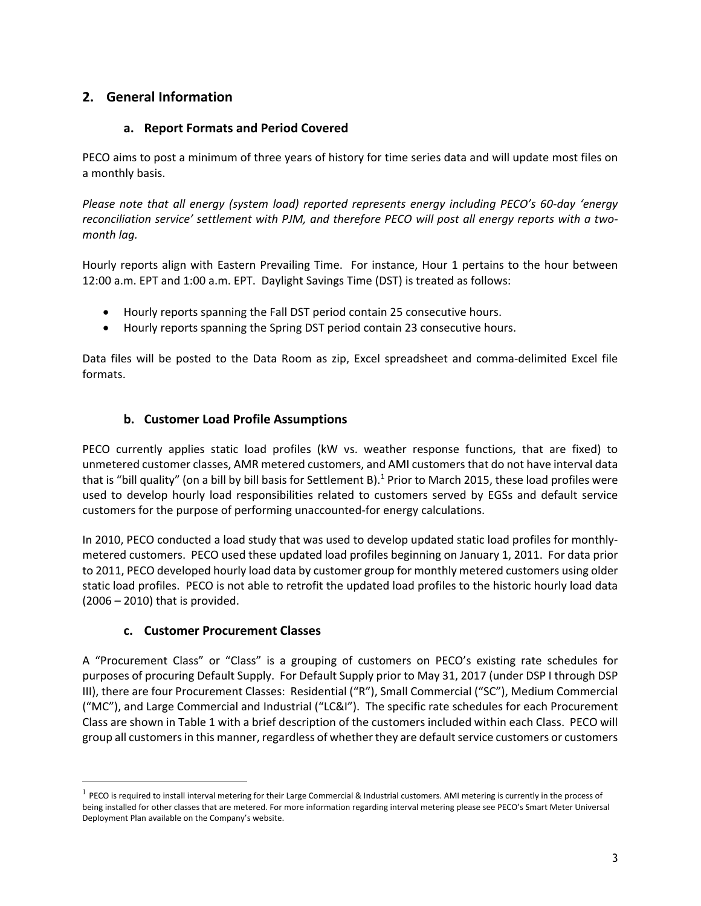## 2. General Information

### a. Report Formats and Period Covered

PECO aims to post a minimum of three years of history for time series data and will update most files on a monthly basis.

*Please note that all energy (system load) reported represents energy including PECO's 60-day 'energy reconciliation service' settlement with PJM, and therefore PECO will post all energy reports with a two-month lag.*

Hourly reports align with Eastern Prevailing Time. For instance, Hour 1 pertains to the hour between 12:00 a.m. EPT and 1:00 a.m. EPT. Daylight Savings Time (DST) is treated as follows:

- Hourly reports spanning the Fall DST period contain 25 consecutive hours.
- Hourly reports spanning the Spring DST period contain 23 consecutive hours.

Data files will be posted to the Data Room as zip, Excel spreadsheet and comma-delimited Excel file formats.

### b. Customer Load Profile Assumptions

PECO currently applies static load profiles (kW vs. weather response functions, that are fixed) to unmetered customer classes, AMR metered customers, and AMI customers that do not have interval data that is "bill quality" (on a bill by bill basis for Settlement B).[1] Prior to March 2015, these load profiles were used to develop hourly load responsibilities related to customers served by EGSs and default service customers for the purpose of performing unaccounted-for energy calculations.

In 2010, PECO conducted a load study that was used to develop updated static load profiles for monthly-metered customers. PECO used these updated load profiles beginning on January 1, 2011. For data prior to 2011, PECO developed hourly load data by customer group for monthly metered customers using older static load profiles. PECO is not able to retrofit the updated load profiles to the historic hourly load data (2006 – 2010) that is provided.

### c. Customer Procurement Classes

A "Procurement Class" or "Class" is a grouping of customers on PECO's existing rate schedules for purposes of procuring Default Supply. For Default Supply prior to May 31, 2017 (under DSP I through DSP III), there are four Procurement Classes: Residential ("R"), Small Commercial ("SC"), Medium Commercial ("MC"), and Large Commercial and Industrial ("LC&I"). The specific rate schedules for each Procurement Class are shown in Table 1 with a brief description of the customers included within each Class. PECO will group all customers in this manner, regardless of whether they are default service customers or customers

---

[1] PECO is required to install interval metering for their Large Commercial & Industrial customers. AMI metering is currently in the process of being installed for other classes that are metered. For more information regarding interval metering please see PECO's Smart Meter Universal Deployment Plan available on the Company's website.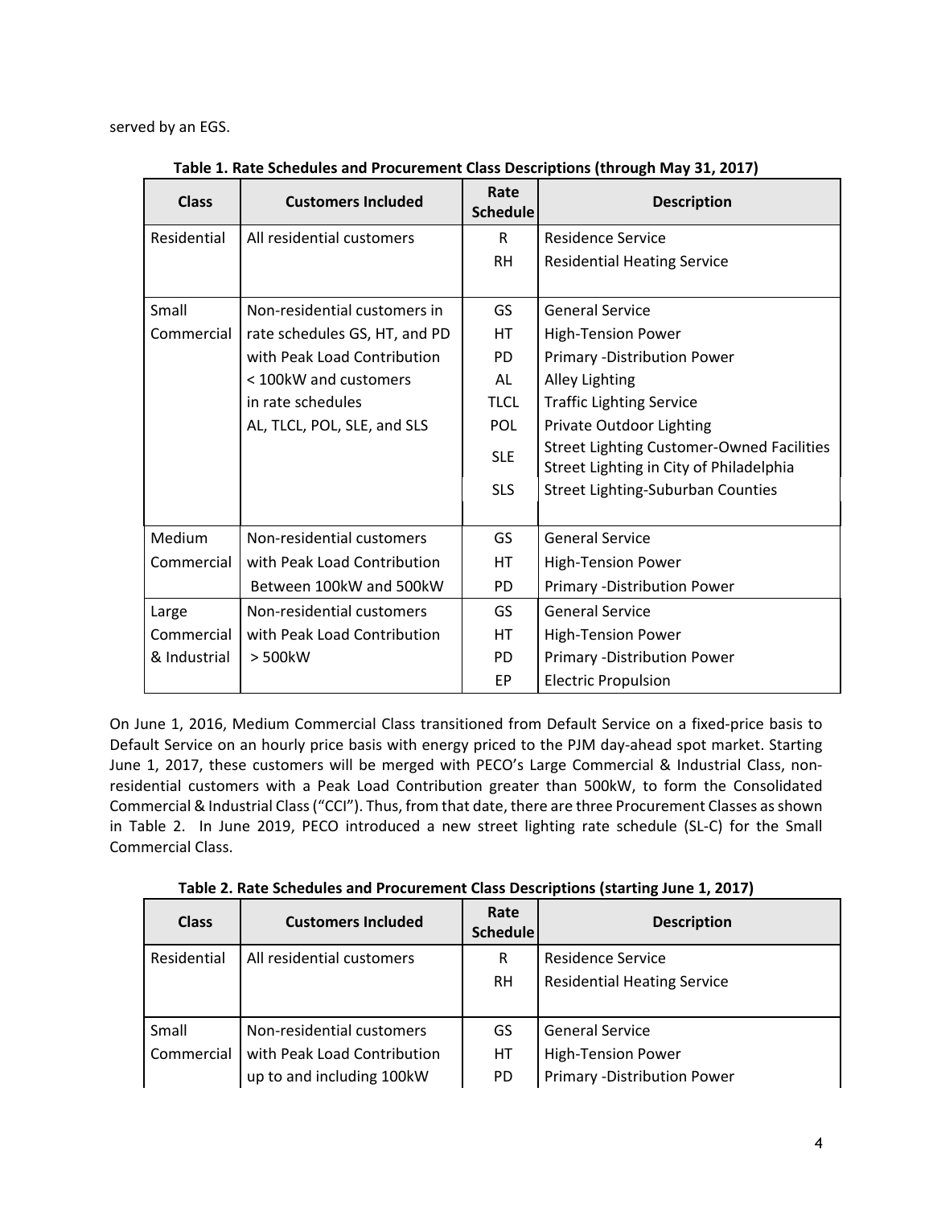served by an EGS.

**Table 1. Rate Schedules and Procurement Class Descriptions (through May 31, 2017)**

| Class | Customers Included | Rate Schedule | Description |
|---|---|---|---|
| Residential | All residential customers | R<br>RH | Residence Service<br>Residential Heating Service |
| Small Commercial | Non-residential customers in rate schedules GS, HT, and PD with Peak Load Contribution < 100kW and customers in rate schedules AL, TLCL, POL, SLE, and SLS | GS<br>HT<br>PD<br>AL<br>TLCL<br>POL<br>SLE<br>SLS | General Service<br>High-Tension Power<br>Primary -Distribution Power<br>Alley Lighting<br>Traffic Lighting Service<br>Private Outdoor Lighting<br>Street Lighting Customer-Owned Facilities Street Lighting in City of Philadelphia<br>Street Lighting-Suburban Counties |
| Medium Commercial | Non-residential customers with Peak Load Contribution Between 100kW and 500kW | GS<br>HT<br>PD | General Service<br>High-Tension Power<br>Primary -Distribution Power |
| Large Commercial & Industrial | Non-residential customers with Peak Load Contribution > 500kW | GS<br>HT<br>PD<br>EP | General Service<br>High-Tension Power<br>Primary -Distribution Power<br>Electric Propulsion |

On June 1, 2016, Medium Commercial Class transitioned from Default Service on a fixed-price basis to Default Service on an hourly price basis with energy priced to the PJM day-ahead spot market. Starting June 1, 2017, these customers will be merged with PECO's Large Commercial & Industrial Class, non-residential customers with a Peak Load Contribution greater than 500kW, to form the Consolidated Commercial & Industrial Class ("CCI"). Thus, from that date, there are three Procurement Classes as shown in Table 2. In June 2019, PECO introduced a new street lighting rate schedule (SL-C) for the Small Commercial Class.

**Table 2. Rate Schedules and Procurement Class Descriptions (starting June 1, 2017)**

| Class | Customers Included | Rate Schedule | Description |
|---|---|---|---|
| Residential | All residential customers | R<br>RH | Residence Service<br>Residential Heating Service |
| Small Commercial | Non-residential customers with Peak Load Contribution up to and including 100kW | GS<br>HT<br>PD | General Service<br>High-Tension Power<br>Primary -Distribution Power |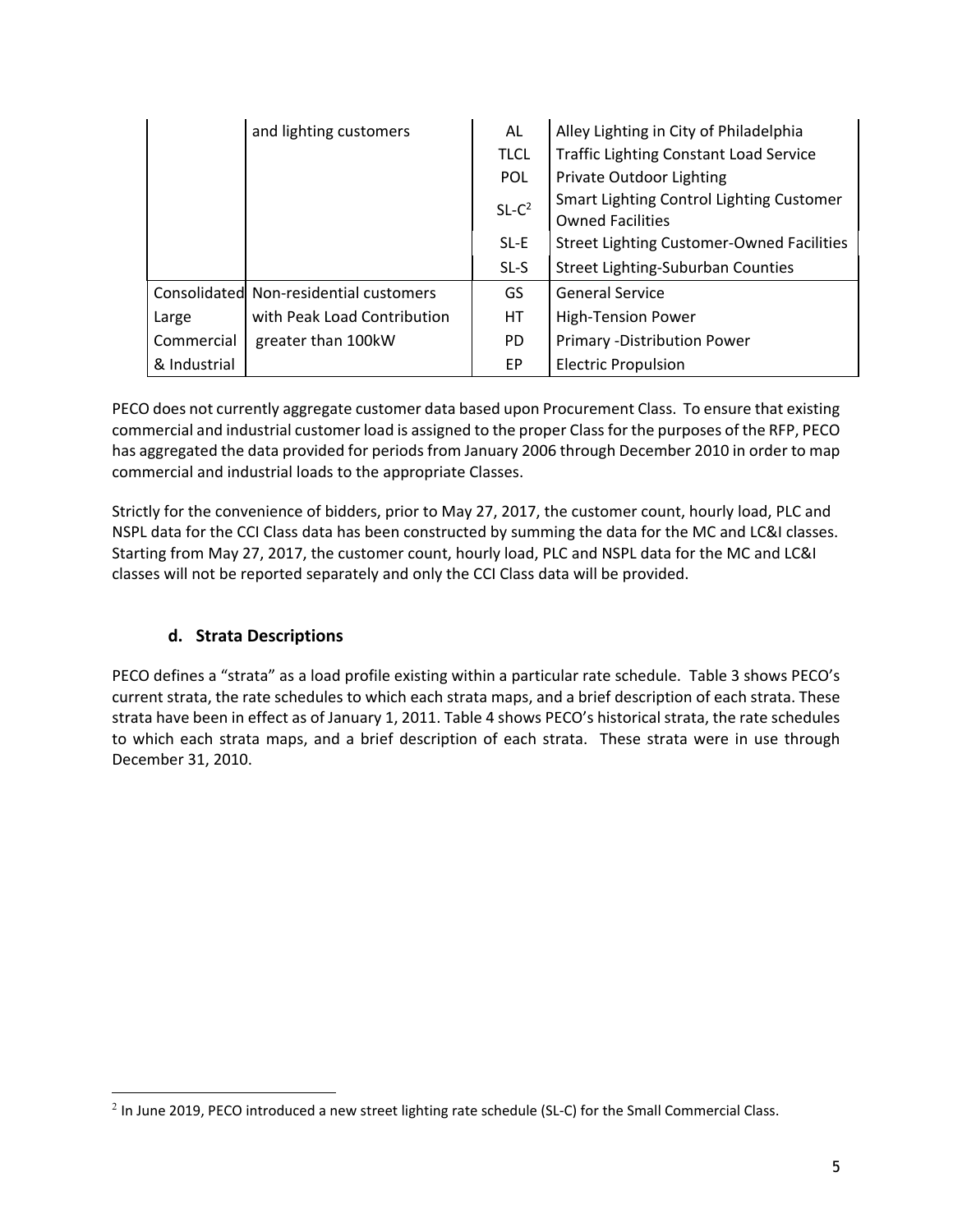| | | | |
|---|---|---|---|
| | and lighting customers | AL | Alley Lighting in City of Philadelphia |
| | | TLCL | Traffic Lighting Constant Load Service |
| | | POL | Private Outdoor Lighting |
| | | SL-C[2] | Smart Lighting Control Lighting Customer Owned Facilities |
| | | SL-E | Street Lighting Customer-Owned Facilities |
| | | SL-S | Street Lighting-Suburban Counties |
| Consolidated Large Commercial & Industrial | Non-residential customers with Peak Load Contribution greater than 100kW | GS | General Service |
| | | HT | High-Tension Power |
| | | PD | Primary -Distribution Power |
| | | EP | Electric Propulsion |

PECO does not currently aggregate customer data based upon Procurement Class. To ensure that existing commercial and industrial customer load is assigned to the proper Class for the purposes of the RFP, PECO has aggregated the data provided for periods from January 2006 through December 2010 in order to map commercial and industrial loads to the appropriate Classes.

Strictly for the convenience of bidders, prior to May 27, 2017, the customer count, hourly load, PLC and NSPL data for the CCI Class data has been constructed by summing the data for the MC and LC&I classes. Starting from May 27, 2017, the customer count, hourly load, PLC and NSPL data for the MC and LC&I classes will not be reported separately and only the CCI Class data will be provided.

### d. Strata Descriptions

PECO defines a "strata" as a load profile existing within a particular rate schedule. Table 3 shows PECO's current strata, the rate schedules to which each strata maps, and a brief description of each strata. These strata have been in effect as of January 1, 2011. Table 4 shows PECO's historical strata, the rate schedules to which each strata maps, and a brief description of each strata. These strata were in use through December 31, 2010.

[2] In June 2019, PECO introduced a new street lighting rate schedule (SL-C) for the Small Commercial Class.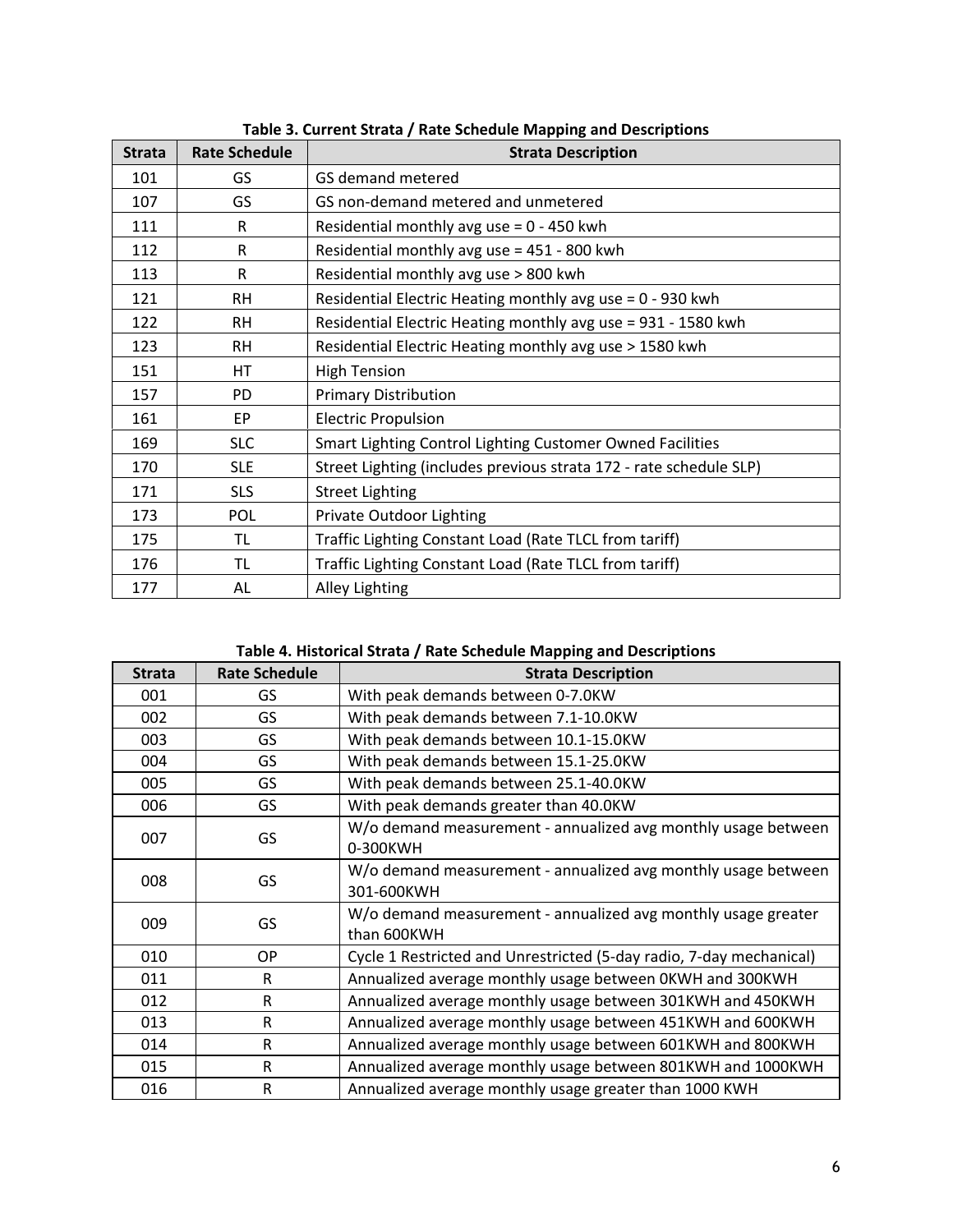**Table 3. Current Strata / Rate Schedule Mapping and Descriptions**

| Strata | Rate Schedule | Strata Description |
|---|---|---|
| 101 | GS | GS demand metered |
| 107 | GS | GS non-demand metered and unmetered |
| 111 | R | Residential monthly avg use = 0 - 450 kwh |
| 112 | R | Residential monthly avg use = 451 - 800 kwh |
| 113 | R | Residential monthly avg use > 800 kwh |
| 121 | RH | Residential Electric Heating monthly avg use = 0 - 930 kwh |
| 122 | RH | Residential Electric Heating monthly avg use = 931 - 1580 kwh |
| 123 | RH | Residential Electric Heating monthly avg use > 1580 kwh |
| 151 | HT | High Tension |
| 157 | PD | Primary Distribution |
| 161 | EP | Electric Propulsion |
| 169 | SLC | Smart Lighting Control Lighting Customer Owned Facilities |
| 170 | SLE | Street Lighting (includes previous strata 172 - rate schedule SLP) |
| 171 | SLS | Street Lighting |
| 173 | POL | Private Outdoor Lighting |
| 175 | TL | Traffic Lighting Constant Load (Rate TLCL from tariff) |
| 176 | TL | Traffic Lighting Constant Load (Rate TLCL from tariff) |
| 177 | AL | Alley Lighting |

**Table 4. Historical Strata / Rate Schedule Mapping and Descriptions**

| Strata | Rate Schedule | Strata Description |
|---|---|---|
| 001 | GS | With peak demands between 0-7.0KW |
| 002 | GS | With peak demands between 7.1-10.0KW |
| 003 | GS | With peak demands between 10.1-15.0KW |
| 004 | GS | With peak demands between 15.1-25.0KW |
| 005 | GS | With peak demands between 25.1-40.0KW |
| 006 | GS | With peak demands greater than 40.0KW |
| 007 | GS | W/o demand measurement - annualized avg monthly usage between 0-300KWH |
| 008 | GS | W/o demand measurement - annualized avg monthly usage between 301-600KWH |
| 009 | GS | W/o demand measurement - annualized avg monthly usage greater than 600KWH |
| 010 | OP | Cycle 1 Restricted and Unrestricted (5-day radio, 7-day mechanical) |
| 011 | R | Annualized average monthly usage between 0KWH and 300KWH |
| 012 | R | Annualized average monthly usage between 301KWH and 450KWH |
| 013 | R | Annualized average monthly usage between 451KWH and 600KWH |
| 014 | R | Annualized average monthly usage between 601KWH and 800KWH |
| 015 | R | Annualized average monthly usage between 801KWH and 1000KWH |
| 016 | R | Annualized average monthly usage greater than 1000 KWH |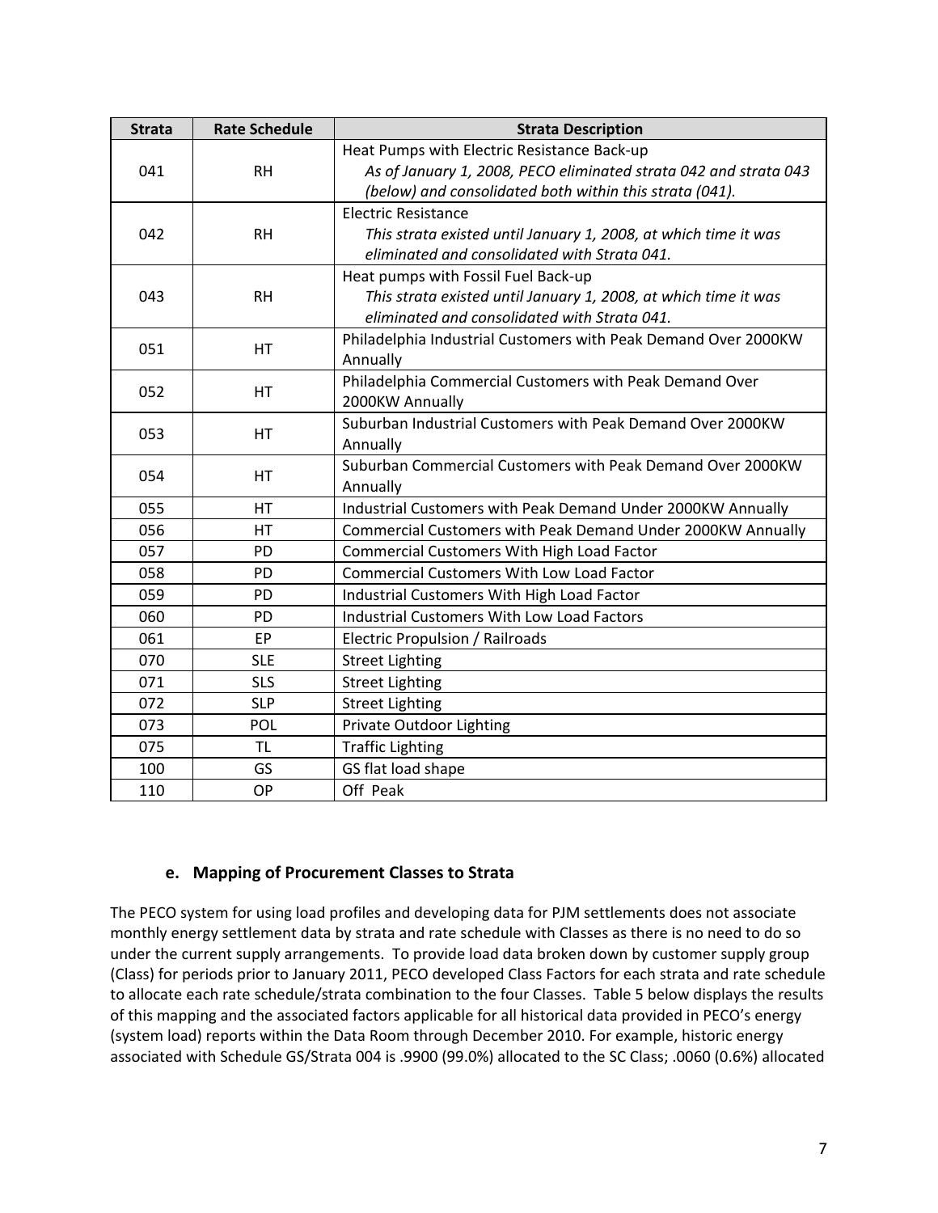| Strata | Rate Schedule | Strata Description |
|---|---|---|
| 041 | RH | Heat Pumps with Electric Resistance Back-up *As of January 1, 2008, PECO eliminated strata 042 and strata 043 (below) and consolidated both within this strata (041).* |
| 042 | RH | Electric Resistance *This strata existed until January 1, 2008, at which time it was eliminated and consolidated with Strata 041.* |
| 043 | RH | Heat pumps with Fossil Fuel Back-up *This strata existed until January 1, 2008, at which time it was eliminated and consolidated with Strata 041.* |
| 051 | HT | Philadelphia Industrial Customers with Peak Demand Over 2000KW Annually |
| 052 | HT | Philadelphia Commercial Customers with Peak Demand Over 2000KW Annually |
| 053 | HT | Suburban Industrial Customers with Peak Demand Over 2000KW Annually |
| 054 | HT | Suburban Commercial Customers with Peak Demand Over 2000KW Annually |
| 055 | HT | Industrial Customers with Peak Demand Under 2000KW Annually |
| 056 | HT | Commercial Customers with Peak Demand Under 2000KW Annually |
| 057 | PD | Commercial Customers With High Load Factor |
| 058 | PD | Commercial Customers With Low Load Factor |
| 059 | PD | Industrial Customers With High Load Factor |
| 060 | PD | Industrial Customers With Low Load Factors |
| 061 | EP | Electric Propulsion / Railroads |
| 070 | SLE | Street Lighting |
| 071 | SLS | Street Lighting |
| 072 | SLP | Street Lighting |
| 073 | POL | Private Outdoor Lighting |
| 075 | TL | Traffic Lighting |
| 100 | GS | GS flat load shape |
| 110 | OP | Off Peak |

### e. Mapping of Procurement Classes to Strata

The PECO system for using load profiles and developing data for PJM settlements does not associate monthly energy settlement data by strata and rate schedule with Classes as there is no need to do so under the current supply arrangements. To provide load data broken down by customer supply group (Class) for periods prior to January 2011, PECO developed Class Factors for each strata and rate schedule to allocate each rate schedule/strata combination to the four Classes. Table 5 below displays the results of this mapping and the associated factors applicable for all historical data provided in PECO's energy (system load) reports within the Data Room through December 2010. For example, historic energy associated with Schedule GS/Strata 004 is .9900 (99.0%) allocated to the SC Class; .0060 (0.6%) allocated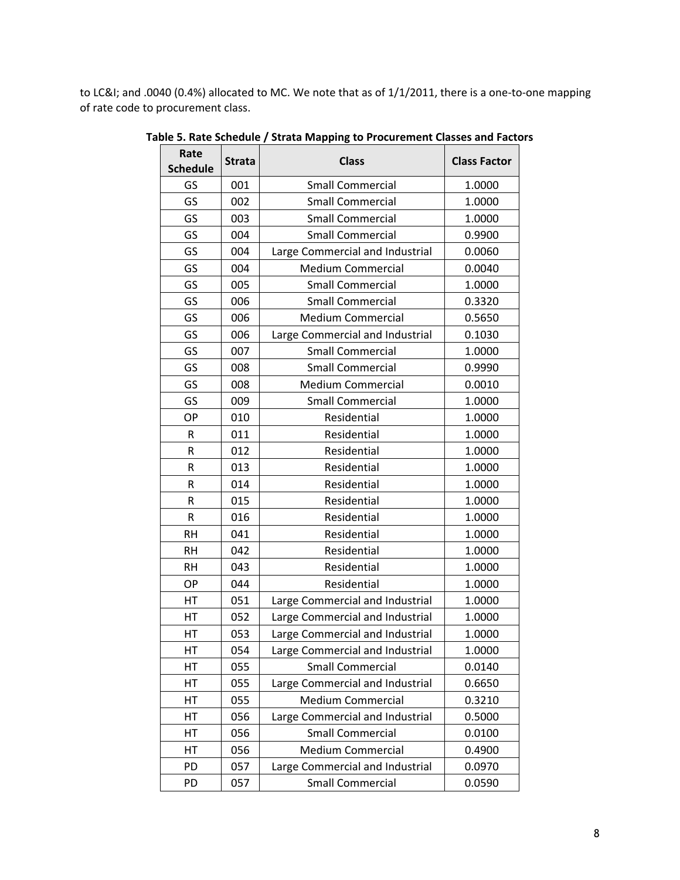to LC&I; and .0040 (0.4%) allocated to MC. We note that as of 1/1/2011, there is a one-to-one mapping of rate code to procurement class.

**Table 5. Rate Schedule / Strata Mapping to Procurement Classes and Factors**

| Rate Schedule | Strata | Class | Class Factor |
|---|---|---|---|
| GS | 001 | Small Commercial | 1.0000 |
| GS | 002 | Small Commercial | 1.0000 |
| GS | 003 | Small Commercial | 1.0000 |
| GS | 004 | Small Commercial | 0.9900 |
| GS | 004 | Large Commercial and Industrial | 0.0060 |
| GS | 004 | Medium Commercial | 0.0040 |
| GS | 005 | Small Commercial | 1.0000 |
| GS | 006 | Small Commercial | 0.3320 |
| GS | 006 | Medium Commercial | 0.5650 |
| GS | 006 | Large Commercial and Industrial | 0.1030 |
| GS | 007 | Small Commercial | 1.0000 |
| GS | 008 | Small Commercial | 0.9990 |
| GS | 008 | Medium Commercial | 0.0010 |
| GS | 009 | Small Commercial | 1.0000 |
| OP | 010 | Residential | 1.0000 |
| R | 011 | Residential | 1.0000 |
| R | 012 | Residential | 1.0000 |
| R | 013 | Residential | 1.0000 |
| R | 014 | Residential | 1.0000 |
| R | 015 | Residential | 1.0000 |
| R | 016 | Residential | 1.0000 |
| RH | 041 | Residential | 1.0000 |
| RH | 042 | Residential | 1.0000 |
| RH | 043 | Residential | 1.0000 |
| OP | 044 | Residential | 1.0000 |
| HT | 051 | Large Commercial and Industrial | 1.0000 |
| HT | 052 | Large Commercial and Industrial | 1.0000 |
| HT | 053 | Large Commercial and Industrial | 1.0000 |
| HT | 054 | Large Commercial and Industrial | 1.0000 |
| HT | 055 | Small Commercial | 0.0140 |
| HT | 055 | Large Commercial and Industrial | 0.6650 |
| HT | 055 | Medium Commercial | 0.3210 |
| HT | 056 | Large Commercial and Industrial | 0.5000 |
| HT | 056 | Small Commercial | 0.0100 |
| HT | 056 | Medium Commercial | 0.4900 |
| PD | 057 | Large Commercial and Industrial | 0.0970 |
| PD | 057 | Small Commercial | 0.0590 |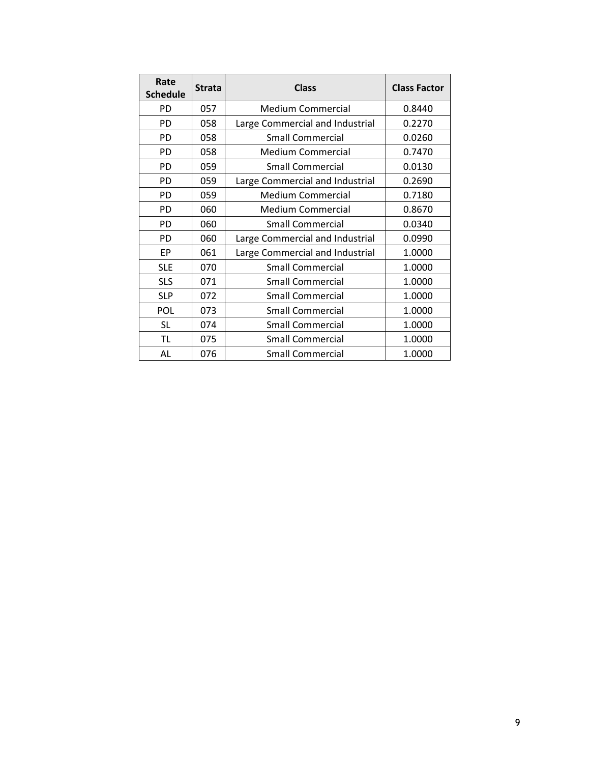| Rate Schedule | Strata | Class | Class Factor |
|---|---|---|---|
| PD | 057 | Medium Commercial | 0.8440 |
| PD | 058 | Large Commercial and Industrial | 0.2270 |
| PD | 058 | Small Commercial | 0.0260 |
| PD | 058 | Medium Commercial | 0.7470 |
| PD | 059 | Small Commercial | 0.0130 |
| PD | 059 | Large Commercial and Industrial | 0.2690 |
| PD | 059 | Medium Commercial | 0.7180 |
| PD | 060 | Medium Commercial | 0.8670 |
| PD | 060 | Small Commercial | 0.0340 |
| PD | 060 | Large Commercial and Industrial | 0.0990 |
| EP | 061 | Large Commercial and Industrial | 1.0000 |
| SLE | 070 | Small Commercial | 1.0000 |
| SLS | 071 | Small Commercial | 1.0000 |
| SLP | 072 | Small Commercial | 1.0000 |
| POL | 073 | Small Commercial | 1.0000 |
| SL | 074 | Small Commercial | 1.0000 |
| TL | 075 | Small Commercial | 1.0000 |
| AL | 076 | Small Commercial | 1.0000 |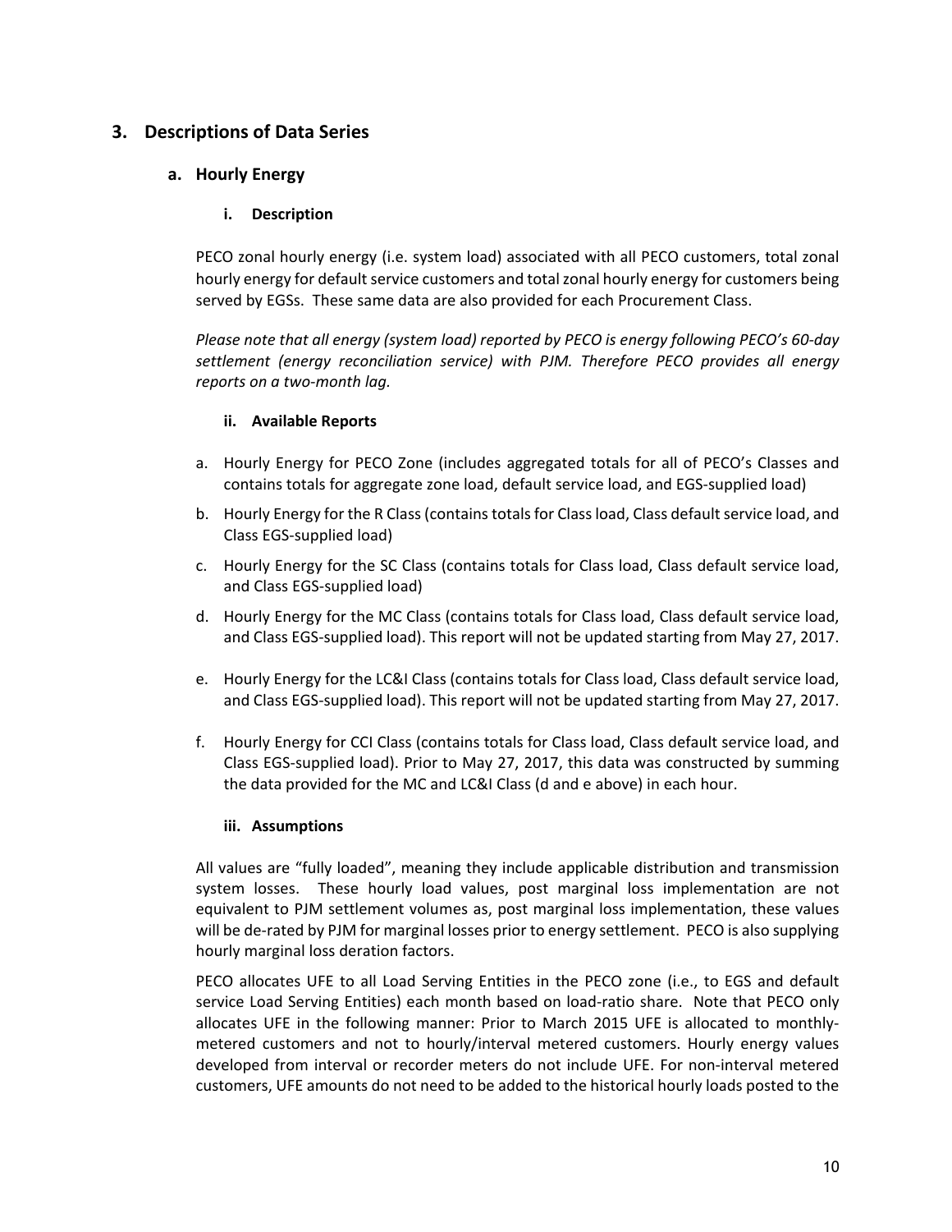## 3. Descriptions of Data Series

### a. Hourly Energy

#### i. Description

PECO zonal hourly energy (i.e. system load) associated with all PECO customers, total zonal hourly energy for default service customers and total zonal hourly energy for customers being served by EGSs. These same data are also provided for each Procurement Class.

*Please note that all energy (system load) reported by PECO is energy following PECO's 60-day settlement (energy reconciliation service) with PJM. Therefore PECO provides all energy reports on a two-month lag.*

#### ii. Available Reports

a. Hourly Energy for PECO Zone (includes aggregated totals for all of PECO's Classes and contains totals for aggregate zone load, default service load, and EGS-supplied load)
b. Hourly Energy for the R Class (contains totals for Class load, Class default service load, and Class EGS-supplied load)
c. Hourly Energy for the SC Class (contains totals for Class load, Class default service load, and Class EGS-supplied load)
d. Hourly Energy for the MC Class (contains totals for Class load, Class default service load, and Class EGS-supplied load). This report will not be updated starting from May 27, 2017.
e. Hourly Energy for the LC&I Class (contains totals for Class load, Class default service load, and Class EGS-supplied load). This report will not be updated starting from May 27, 2017.
f. Hourly Energy for CCI Class (contains totals for Class load, Class default service load, and Class EGS-supplied load). Prior to May 27, 2017, this data was constructed by summing the data provided for the MC and LC&I Class (d and e above) in each hour.

#### iii. Assumptions

All values are "fully loaded", meaning they include applicable distribution and transmission system losses. These hourly load values, post marginal loss implementation are not equivalent to PJM settlement volumes as, post marginal loss implementation, these values will be de-rated by PJM for marginal losses prior to energy settlement. PECO is also supplying hourly marginal loss deration factors.

PECO allocates UFE to all Load Serving Entities in the PECO zone (i.e., to EGS and default service Load Serving Entities) each month based on load-ratio share. Note that PECO only allocates UFE in the following manner: Prior to March 2015 UFE is allocated to monthly-metered customers and not to hourly/interval metered customers. Hourly energy values developed from interval or recorder meters do not include UFE. For non-interval metered customers, UFE amounts do not need to be added to the historical hourly loads posted to the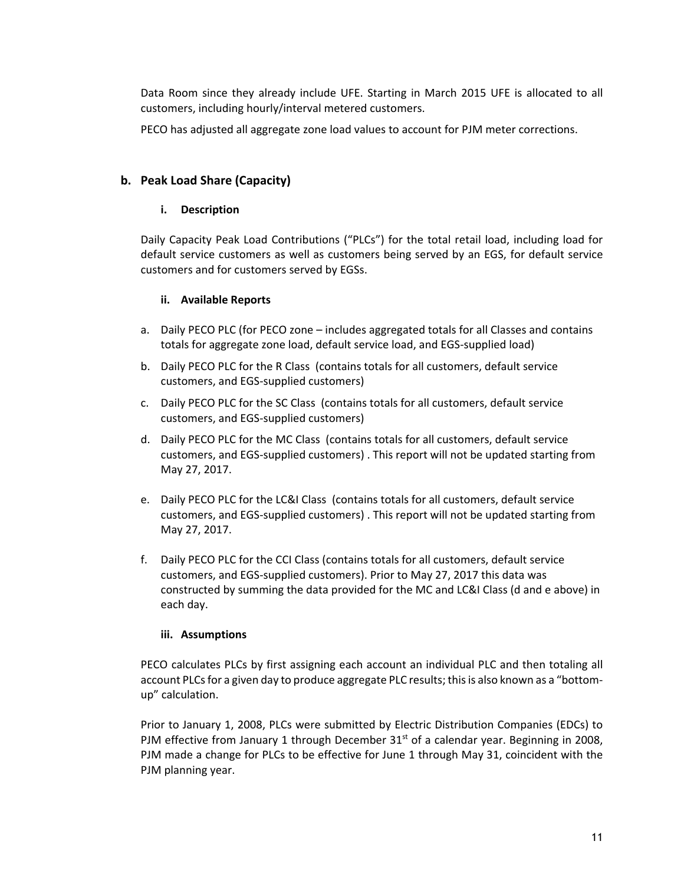Data Room since they already include UFE. Starting in March 2015 UFE is allocated to all customers, including hourly/interval metered customers.

PECO has adjusted all aggregate zone load values to account for PJM meter corrections.

## b. Peak Load Share (Capacity)

### i. Description

Daily Capacity Peak Load Contributions ("PLCs") for the total retail load, including load for default service customers as well as customers being served by an EGS, for default service customers and for customers served by EGSs.

### ii. Available Reports

a. Daily PECO PLC (for PECO zone – includes aggregated totals for all Classes and contains totals for aggregate zone load, default service load, and EGS-supplied load)
b. Daily PECO PLC for the R Class (contains totals for all customers, default service customers, and EGS-supplied customers)
c. Daily PECO PLC for the SC Class (contains totals for all customers, default service customers, and EGS-supplied customers)
d. Daily PECO PLC for the MC Class (contains totals for all customers, default service customers, and EGS-supplied customers) . This report will not be updated starting from May 27, 2017.
e. Daily PECO PLC for the LC&I Class (contains totals for all customers, default service customers, and EGS-supplied customers) . This report will not be updated starting from May 27, 2017.
f. Daily PECO PLC for the CCI Class (contains totals for all customers, default service customers, and EGS-supplied customers). Prior to May 27, 2017 this data was constructed by summing the data provided for the MC and LC&I Class (d and e above) in each day.

### iii. Assumptions

PECO calculates PLCs by first assigning each account an individual PLC and then totaling all account PLCs for a given day to produce aggregate PLC results; this is also known as a "bottom-up" calculation.

Prior to January 1, 2008, PLCs were submitted by Electric Distribution Companies (EDCs) to PJM effective from January 1 through December 31st of a calendar year. Beginning in 2008, PJM made a change for PLCs to be effective for June 1 through May 31, coincident with the PJM planning year.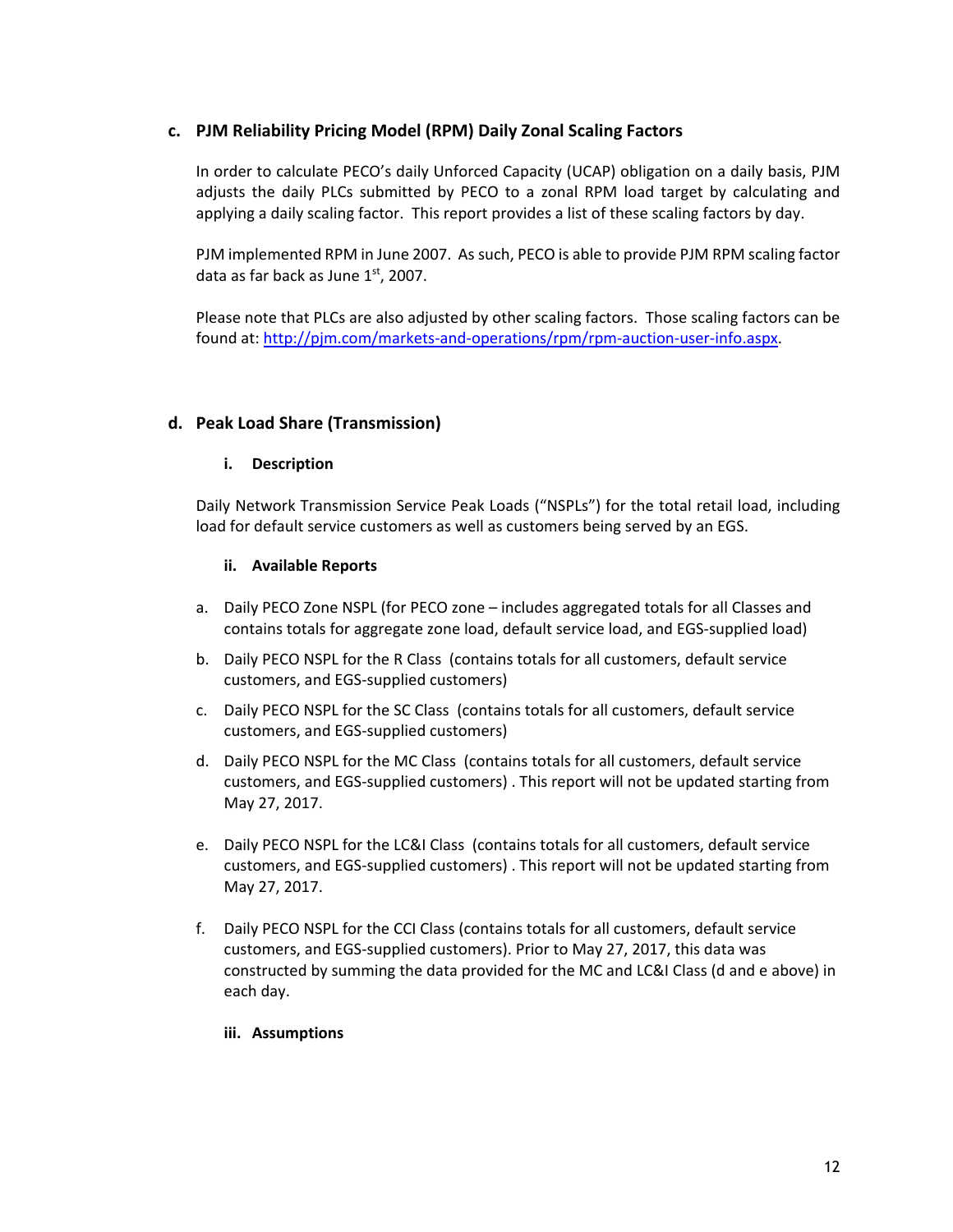### c. PJM Reliability Pricing Model (RPM) Daily Zonal Scaling Factors

In order to calculate PECO's daily Unforced Capacity (UCAP) obligation on a daily basis, PJM adjusts the daily PLCs submitted by PECO to a zonal RPM load target by calculating and applying a daily scaling factor. This report provides a list of these scaling factors by day.

PJM implemented RPM in June 2007. As such, PECO is able to provide PJM RPM scaling factor data as far back as June 1st, 2007.

Please note that PLCs are also adjusted by other scaling factors. Those scaling factors can be found at: http://pjm.com/markets-and-operations/rpm/rpm-auction-user-info.aspx.

### d. Peak Load Share (Transmission)

#### i. Description

Daily Network Transmission Service Peak Loads ("NSPLs") for the total retail load, including load for default service customers as well as customers being served by an EGS.

#### ii. Available Reports

a. Daily PECO Zone NSPL (for PECO zone – includes aggregated totals for all Classes and contains totals for aggregate zone load, default service load, and EGS-supplied load)

b. Daily PECO NSPL for the R Class (contains totals for all customers, default service customers, and EGS-supplied customers)

c. Daily PECO NSPL for the SC Class (contains totals for all customers, default service customers, and EGS-supplied customers)

d. Daily PECO NSPL for the MC Class (contains totals for all customers, default service customers, and EGS-supplied customers) . This report will not be updated starting from May 27, 2017.

e. Daily PECO NSPL for the LC&I Class (contains totals for all customers, default service customers, and EGS-supplied customers) . This report will not be updated starting from May 27, 2017.

f. Daily PECO NSPL for the CCI Class (contains totals for all customers, default service customers, and EGS-supplied customers). Prior to May 27, 2017, this data was constructed by summing the data provided for the MC and LC&I Class (d and e above) in each day.

#### iii. Assumptions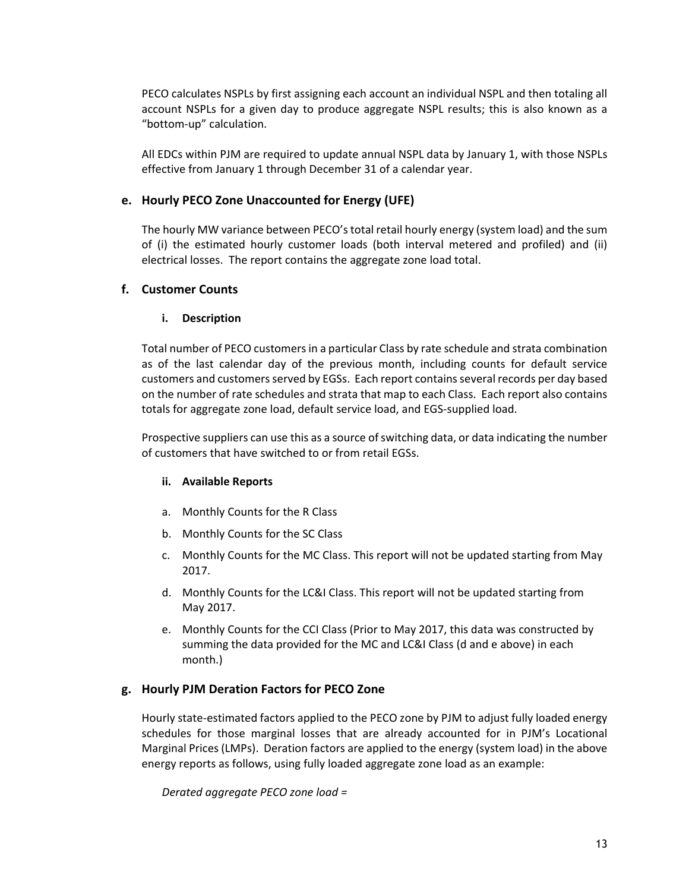PECO calculates NSPLs by first assigning each account an individual NSPL and then totaling all account NSPLs for a given day to produce aggregate NSPL results; this is also known as a "bottom-up" calculation.

All EDCs within PJM are required to update annual NSPL data by January 1, with those NSPLs effective from January 1 through December 31 of a calendar year.

### e. Hourly PECO Zone Unaccounted for Energy (UFE)

The hourly MW variance between PECO's total retail hourly energy (system load) and the sum of (i) the estimated hourly customer loads (both interval metered and profiled) and (ii) electrical losses. The report contains the aggregate zone load total.

### f. Customer Counts

#### i. Description

Total number of PECO customers in a particular Class by rate schedule and strata combination as of the last calendar day of the previous month, including counts for default service customers and customers served by EGSs. Each report contains several records per day based on the number of rate schedules and strata that map to each Class. Each report also contains totals for aggregate zone load, default service load, and EGS-supplied load.

Prospective suppliers can use this as a source of switching data, or data indicating the number of customers that have switched to or from retail EGSs.

#### ii. Available Reports

a. Monthly Counts for the R Class
b. Monthly Counts for the SC Class
c. Monthly Counts for the MC Class. This report will not be updated starting from May 2017.
d. Monthly Counts for the LC&I Class. This report will not be updated starting from May 2017.
e. Monthly Counts for the CCI Class (Prior to May 2017, this data was constructed by summing the data provided for the MC and LC&I Class (d and e above) in each month.)

### g. Hourly PJM Deration Factors for PECO Zone

Hourly state-estimated factors applied to the PECO zone by PJM to adjust fully loaded energy schedules for those marginal losses that are already accounted for in PJM's Locational Marginal Prices (LMPs). Deration factors are applied to the energy (system load) in the above energy reports as follows, using fully loaded aggregate zone load as an example:

*Derated aggregate PECO zone load =*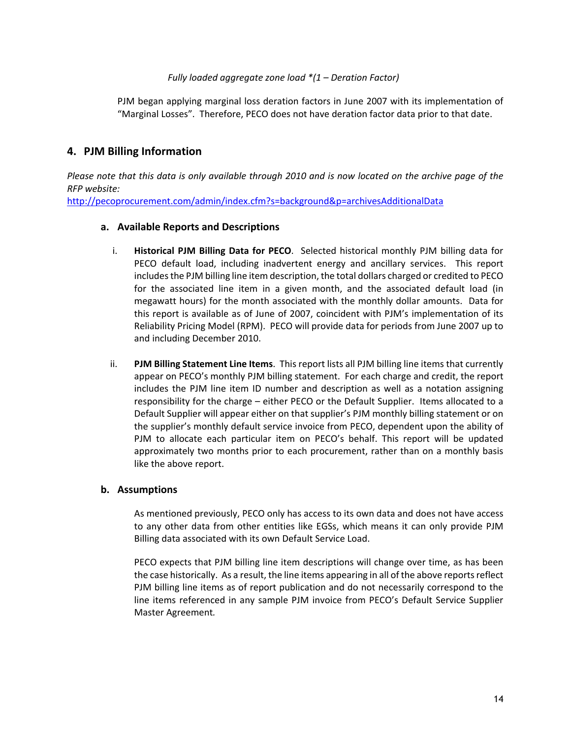*Fully loaded aggregate zone load *(1 – Deration Factor)*

PJM began applying marginal loss deration factors in June 2007 with its implementation of "Marginal Losses". Therefore, PECO does not have deration factor data prior to that date.

## 4. PJM Billing Information

*Please note that this data is only available through 2010 and is now located on the archive page of the RFP website:*
http://pecoprocurement.com/admin/index.cfm?s=background&p=archivesAdditionalData

### a. Available Reports and Descriptions

i. **Historical PJM Billing Data for PECO**. Selected historical monthly PJM billing data for PECO default load, including inadvertent energy and ancillary services. This report includes the PJM billing line item description, the total dollars charged or credited to PECO for the associated line item in a given month, and the associated default load (in megawatt hours) for the month associated with the monthly dollar amounts. Data for this report is available as of June of 2007, coincident with PJM's implementation of its Reliability Pricing Model (RPM). PECO will provide data for periods from June 2007 up to and including December 2010.

ii. **PJM Billing Statement Line Items**. This report lists all PJM billing line items that currently appear on PECO's monthly PJM billing statement. For each charge and credit, the report includes the PJM line item ID number and description as well as a notation assigning responsibility for the charge – either PECO or the Default Supplier. Items allocated to a Default Supplier will appear either on that supplier's PJM monthly billing statement or on the supplier's monthly default service invoice from PECO, dependent upon the ability of PJM to allocate each particular item on PECO's behalf. This report will be updated approximately two months prior to each procurement, rather than on a monthly basis like the above report.

### b. Assumptions

As mentioned previously, PECO only has access to its own data and does not have access to any other data from other entities like EGSs, which means it can only provide PJM Billing data associated with its own Default Service Load.

PECO expects that PJM billing line item descriptions will change over time, as has been the case historically. As a result, the line items appearing in all of the above reports reflect PJM billing line items as of report publication and do not necessarily correspond to the line items referenced in any sample PJM invoice from PECO's Default Service Supplier Master Agreement.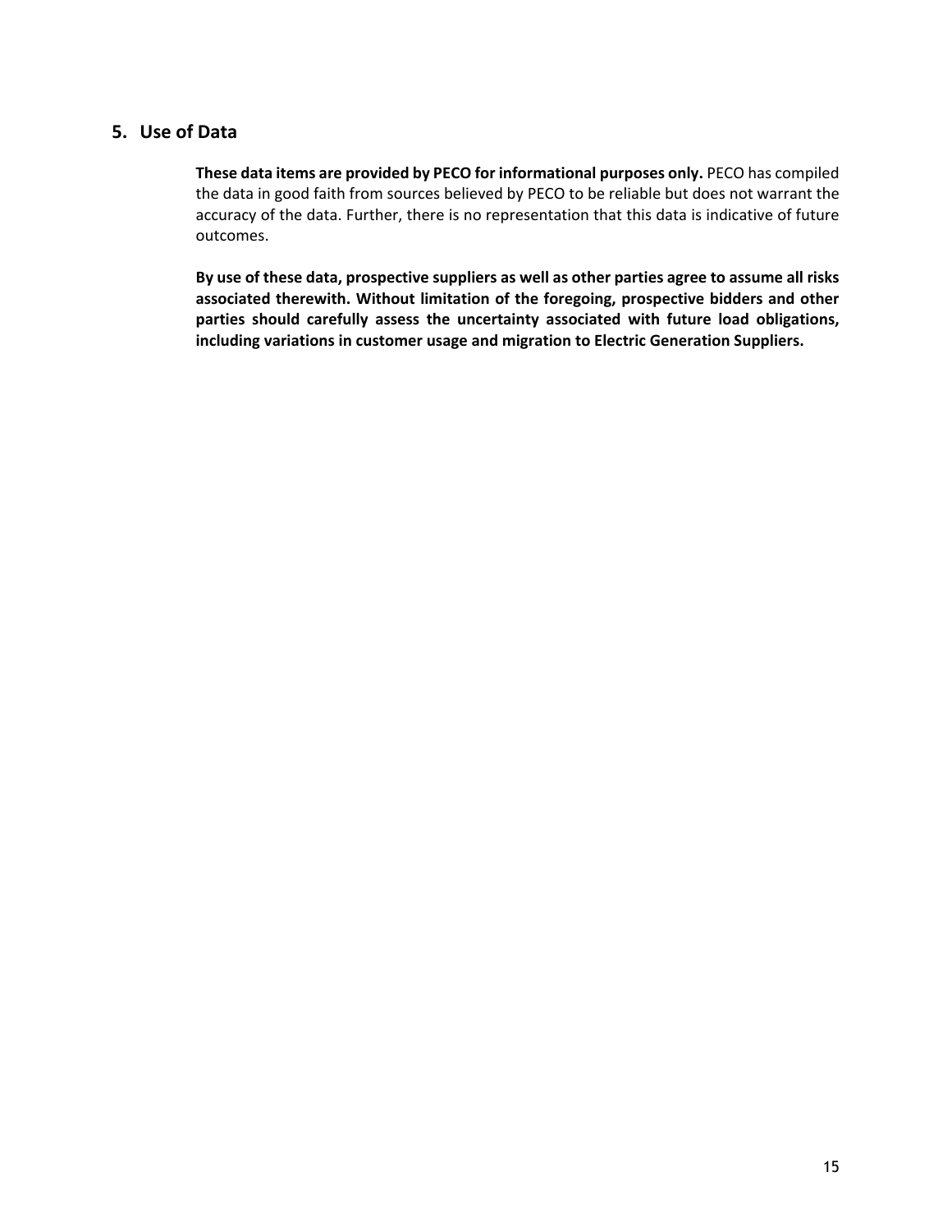## 5. Use of Data

**These data items are provided by PECO for informational purposes only.** PECO has compiled the data in good faith from sources believed by PECO to be reliable but does not warrant the accuracy of the data. Further, there is no representation that this data is indicative of future outcomes.

**By use of these data, prospective suppliers as well as other parties agree to assume all risks associated therewith. Without limitation of the foregoing, prospective bidders and other parties should carefully assess the uncertainty associated with future load obligations, including variations in customer usage and migration to Electric Generation Suppliers.**